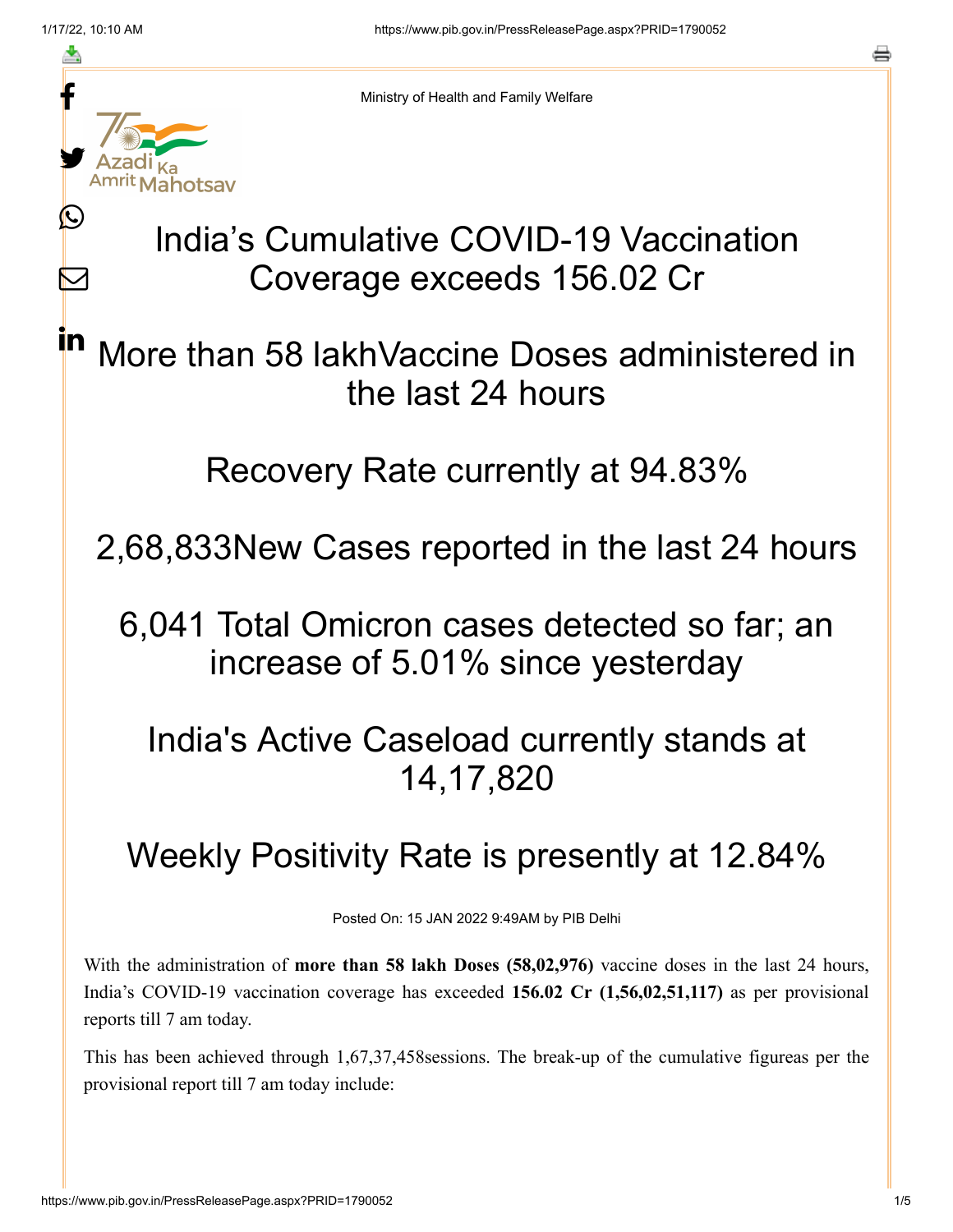Ministry of Health and Family Welfare

# India's Cumulative COVID-19 Vaccination Coverage exceeds 156.02 Cr

## More than 58 lakhVaccine Doses administered in the last 24 hours

## Recovery Rate currently at 94.83%

## 2,68,833New Cases reported in the last 24 hours

## 6,041 Total Omicron cases detected so far; an increase of 5.01% since yesterday

## India's Active Caseload currently stands at 14,17,820

## Weekly Positivity Rate is presently at 12.84%

Posted On: 15 JAN 2022 9:49AM by PIB Delhi

With the administration of **more than 58 lakh Doses (58,02,976)** vaccine doses in the last 24 hours, India's COVID-19 vaccination coverage has exceeded **156.02 Cr (1,56,02,51,117)** as per provisional reports till 7 am today.

This has been achieved through 1,67,37,458sessions. The break-up of the cumulative figureas per the provisional report till 7 am today include: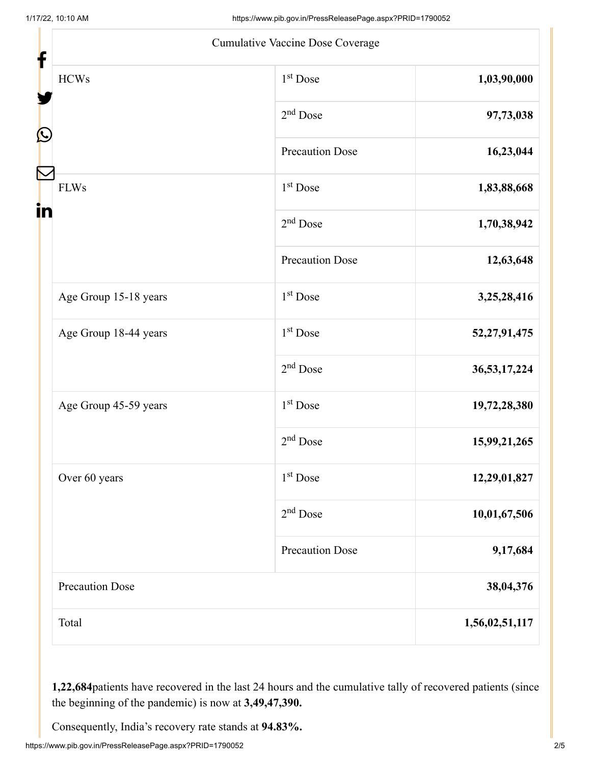| Cumulative Vaccine Dose Coverage | | |
|---|---|---|
| HCWs | 1st Dose | **1,03,90,000** |
| | 2nd Dose | **97,73,038** |
| | Precaution Dose | **16,23,044** |
| FLWs | 1st Dose | **1,83,88,668** |
| | 2nd Dose | **1,70,38,942** |
| | Precaution Dose | **12,63,648** |
| Age Group 15-18 years | 1st Dose | **3,25,28,416** |
| Age Group 18-44 years | 1st Dose | **52,27,91,475** |
| | 2nd Dose | **36,53,17,224** |
| Age Group 45-59 years | 1st Dose | **19,72,28,380** |
| | 2nd Dose | **15,99,21,265** |
| Over 60 years | 1st Dose | **12,29,01,827** |
| | 2nd Dose | **10,01,67,506** |
| | Precaution Dose | **9,17,684** |
| Precaution Dose | | **38,04,376** |
| Total | | **1,56,02,51,117** |

**1,22,684**patients have recovered in the last 24 hours and the cumulative tally of recovered patients (since the beginning of the pandemic) is now at **3,49,47,390.**

Consequently, India's recovery rate stands at **94.83%.**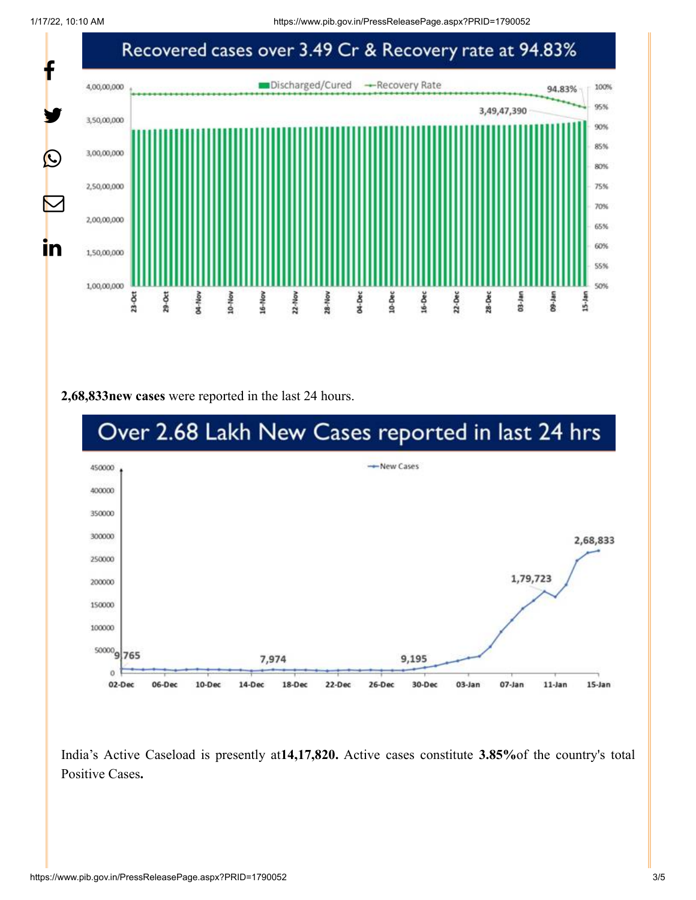## Recovered cases over 3.49 Cr & Recovery rate at 94.83%

**2,68,833new cases** were reported in the last 24 hours.

## Over 2.68 Lakh New Cases reported in last 24 hrs

India's Active Caseload is presently at**14,17,820.** Active cases constitute **3.85%**of the country's total Positive Cases**.**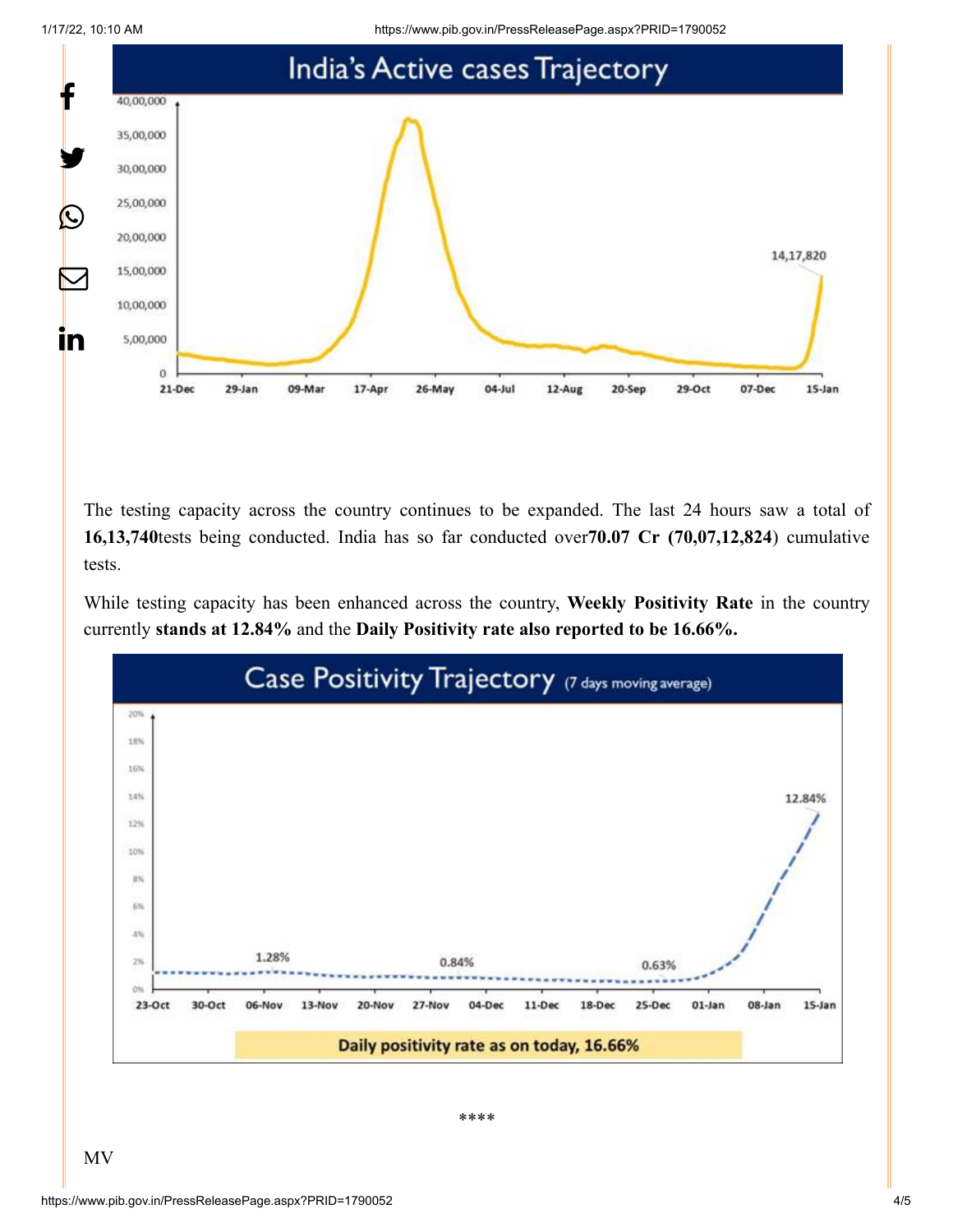## India's Active cases Trajectory

The testing capacity across the country continues to be expanded. The last 24 hours saw a total of **16,13,740**tests being conducted. India has so far conducted over**70.07 Cr (70,07,12,824**) cumulative tests.

While testing capacity has been enhanced across the country, **Weekly Positivity Rate** in the country currently **stands at 12.84%** and the **Daily Positivity rate also reported to be 16.66%.**

## Case Positivity Trajectory (7 days moving average)

Daily positivity rate as on today, 16.66%

****

MV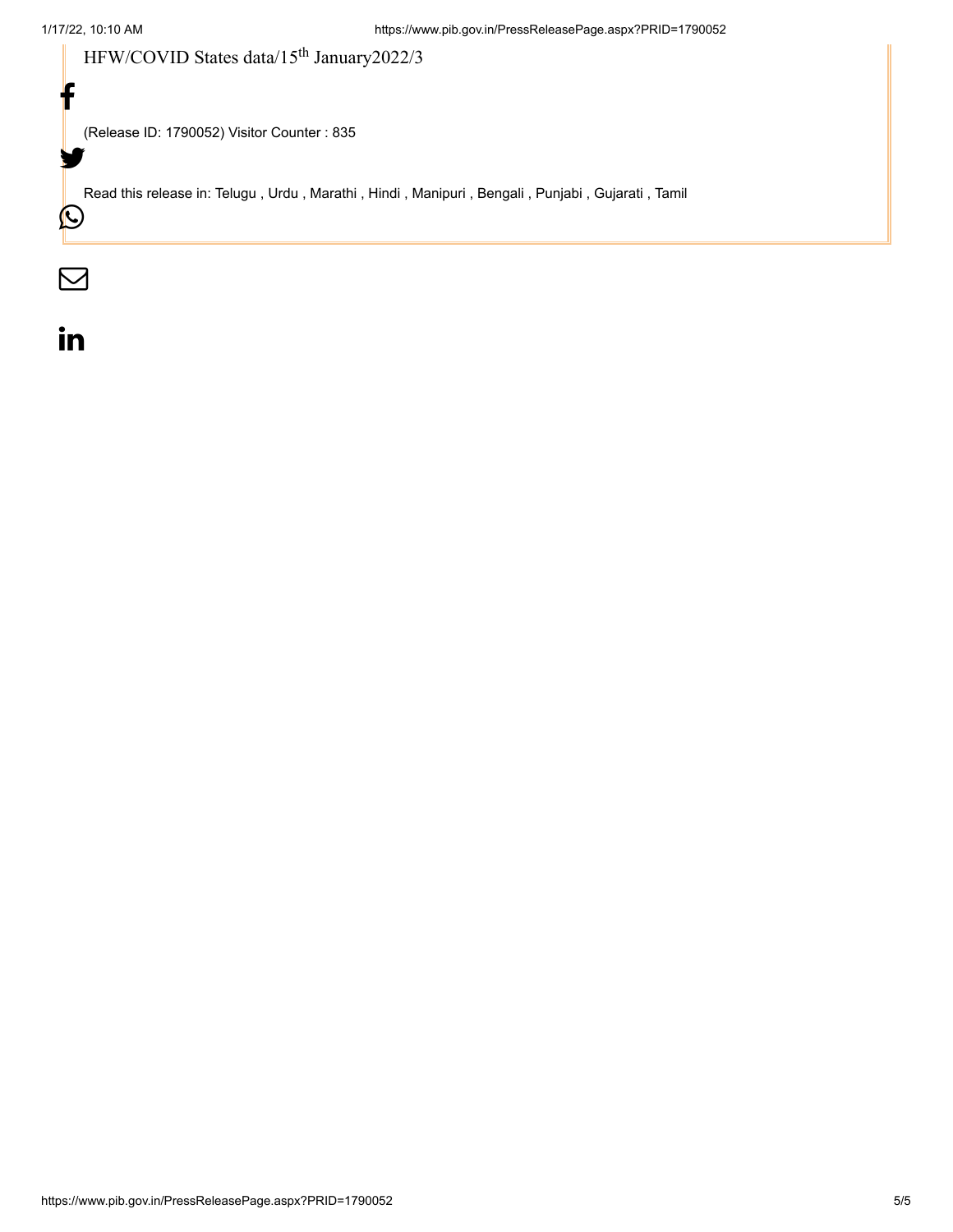HFW/COVID States data/15th January2022/3

(Release ID: 1790052) Visitor Counter : 835

Read this release in: Telugu , Urdu , Marathi , Hindi , Manipuri , Bengali , Punjabi , Gujarati , Tamil